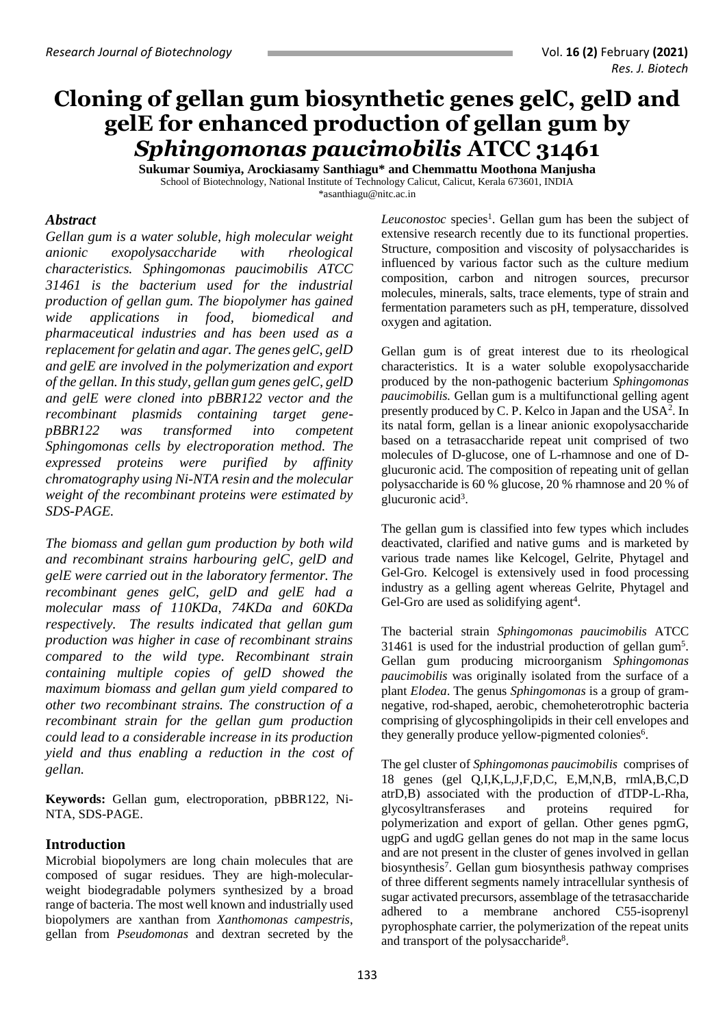# Cloning of gellan gum biosynthetic genes gelC, gelD and gelE for enhanced production of gellan gum by *Sphingomonas paucimobilis* ATCC 31461

**Sukumar Soumiya, Arockiasamy Santhiagu\* and Chemmattu Moothona Manjusha**

School of Biotechnology, National Institute of Technology Calicut, Calicut, Kerala 673601, INDIA

\*asanthiagu@nitc.ac.in

## *Abstract*

*Gellan gum is a water soluble, high molecular weight anionic exopolysaccharide with rheological characteristics. Sphingomonas paucimobilis ATCC 31461 is the bacterium used for the industrial production of gellan gum. The biopolymer has gained wide applications in food, biomedical and pharmaceutical industries and has been used as a replacement for gelatin and agar. The genes gelC, gelD and gelE are involved in the polymerization and export of the gellan. In this study, gellan gum genes gelC, gelD and gelE were cloned into pBBR122 vector and the recombinant plasmids containing target gene-pBBR122 was transformed into competent Sphingomonas cells by electroporation method. The expressed proteins were purified by affinity chromatography using Ni-NTA resin and the molecular weight of the recombinant proteins were estimated by SDS-PAGE.*

*The biomass and gellan gum production by both wild and recombinant strains harbouring gelC, gelD and gelE were carried out in the laboratory fermentor. The recombinant genes gelC, gelD and gelE had a molecular mass of 110KDa, 74KDa and 60KDa respectively. The results indicated that gellan gum production was higher in case of recombinant strains compared to the wild type. Recombinant strain containing multiple copies of gelD showed the maximum biomass and gellan gum yield compared to other two recombinant strains. The construction of a recombinant strain for the gellan gum production could lead to a considerable increase in its production yield and thus enabling a reduction in the cost of gellan.*

**Keywords:** Gellan gum, electroporation, pBBR122, Ni-NTA, SDS-PAGE.

## Introduction

Microbial biopolymers are long chain molecules that are composed of sugar residues. They are high-molecular-weight biodegradable polymers synthesized by a broad range of bacteria. The most well known and industrially used biopolymers are xanthan from *Xanthomonas campestris*, gellan from *Pseudomonas* and dextran secreted by the *Leuconostoc* species[1]. Gellan gum has been the subject of extensive research recently due to its functional properties. Structure, composition and viscosity of polysaccharides is influenced by various factor such as the culture medium composition, carbon and nitrogen sources, precursor molecules, minerals, salts, trace elements, type of strain and fermentation parameters such as pH, temperature, dissolved oxygen and agitation.

Gellan gum is of great interest due to its rheological characteristics. It is a water soluble exopolysaccharide produced by the non-pathogenic bacterium *Sphingomonas paucimobilis.* Gellan gum is a multifunctional gelling agent presently produced by C. P. Kelco in Japan and the USA[2]. In its natal form, gellan is a linear anionic exopolysaccharide based on a tetrasaccharide repeat unit comprised of two molecules of D-glucose, one of L-rhamnose and one of D-glucuronic acid. The composition of repeating unit of gellan polysaccharide is 60 % glucose, 20 % rhamnose and 20 % of glucuronic acid[3].

The gellan gum is classified into few types which includes deactivated, clarified and native gums and is marketed by various trade names like Kelcogel, Gelrite, Phytagel and Gel-Gro. Kelcogel is extensively used in food processing industry as a gelling agent whereas Gelrite, Phytagel and Gel-Gro are used as solidifying agent[4].

The bacterial strain *Sphingomonas paucimobilis* ATCC 31461 is used for the industrial production of gellan gum[5]. Gellan gum producing microorganism *Sphingomonas paucimobilis* was originally isolated from the surface of a plant *Elodea*. The genus *Sphingomonas* is a group of gram-negative, rod-shaped, aerobic, chemoheterotrophic bacteria comprising of glycosphingolipids in their cell envelopes and they generally produce yellow-pigmented colonies[6].

The gel cluster of *Sphingomonas paucimobilis* comprises of 18 genes (gel Q,I,K,L,J,F,D,C, E,M,N,B, rmlA,B,C,D atrD,B) associated with the production of dTDP-L-Rha, glycosyltransferases and proteins required for polymerization and export of gellan. Other genes pgmG, ugpG and ugdG gellan genes do not map in the same locus and are not present in the cluster of genes involved in gellan biosynthesis[7]. Gellan gum biosynthesis pathway comprises of three different segments namely intracellular synthesis of sugar activated precursors, assemblage of the tetrasaccharide adhered to a membrane anchored C55-isoprenyl pyrophosphate carrier, the polymerization of the repeat units and transport of the polysaccharide[8].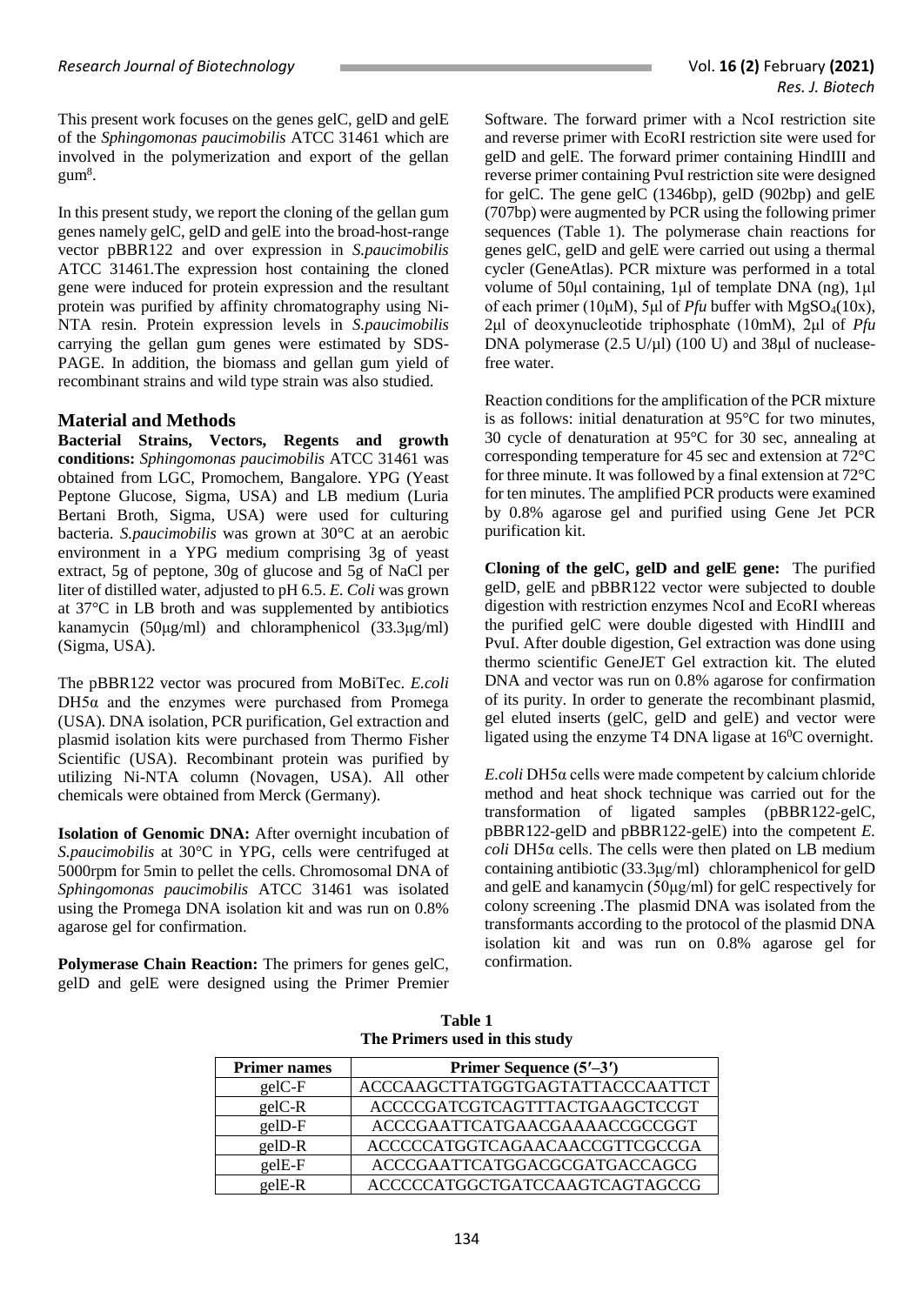This present work focuses on the genes gelC, gelD and gelE of the *Sphingomonas paucimobilis* ATCC 31461 which are involved in the polymerization and export of the gellan gum[8].

In this present study, we report the cloning of the gellan gum genes namely gelC, gelD and gelE into the broad-host-range vector pBBR122 and over expression in *S.paucimobilis* ATCC 31461.The expression host containing the cloned gene were induced for protein expression and the resultant protein was purified by affinity chromatography using Ni-NTA resin. Protein expression levels in *S.paucimobilis* carrying the gellan gum genes were estimated by SDS-PAGE. In addition, the biomass and gellan gum yield of recombinant strains and wild type strain was also studied.

## Material and Methods

**Bacterial Strains, Vectors, Regents and growth conditions:** *Sphingomonas paucimobilis* ATCC 31461 was obtained from LGC, Promochem, Bangalore. YPG (Yeast Peptone Glucose, Sigma, USA) and LB medium (Luria Bertani Broth, Sigma, USA) were used for culturing bacteria. *S.paucimobilis* was grown at 30°C at an aerobic environment in a YPG medium comprising 3g of yeast extract, 5g of peptone, 30g of glucose and 5g of NaCl per liter of distilled water, adjusted to pH 6.5. *E. Coli* was grown at 37°C in LB broth and was supplemented by antibiotics kanamycin (50μg/ml) and chloramphenicol (33.3μg/ml) (Sigma, USA).

The pBBR122 vector was procured from MoBiTec. *E.coli* DH5α and the enzymes were purchased from Promega (USA). DNA isolation, PCR purification, Gel extraction and plasmid isolation kits were purchased from Thermo Fisher Scientific (USA). Recombinant protein was purified by utilizing Ni-NTA column (Novagen, USA). All other chemicals were obtained from Merck (Germany).

**Isolation of Genomic DNA:** After overnight incubation of *S.paucimobilis* at 30°C in YPG, cells were centrifuged at 5000rpm for 5min to pellet the cells. Chromosomal DNA of *Sphingomonas paucimobilis* ATCC 31461 was isolated using the Promega DNA isolation kit and was run on 0.8% agarose gel for confirmation.

**Polymerase Chain Reaction:** The primers for genes gelC, gelD and gelE were designed using the Primer Premier Software. The forward primer with a NcoI restriction site and reverse primer with EcoRI restriction site were used for gelD and gelE. The forward primer containing HindIII and reverse primer containing PvuI restriction site were designed for gelC. The gene gelC (1346bp), gelD (902bp) and gelE (707bp) were augmented by PCR using the following primer sequences (Table 1). The polymerase chain reactions for genes gelC, gelD and gelE were carried out using a thermal cycler (GeneAtlas). PCR mixture was performed in a total volume of 50μl containing, 1μl of template DNA (ng), 1μl of each primer (10μM), 5μl of *Pfu* buffer with $MgSO_4$(10x), 2μl of deoxynucleotide triphosphate (10mM), 2μl of *Pfu* DNA polymerase (2.5 U/μl) (100 U) and 38μl of nuclease-free water.

Reaction conditions for the amplification of the PCR mixture is as follows: initial denaturation at 95°C for two minutes, 30 cycle of denaturation at 95°C for 30 sec, annealing at corresponding temperature for 45 sec and extension at 72°C for three minute. It was followed by a final extension at 72°C for ten minutes. The amplified PCR products were examined by 0.8% agarose gel and purified using Gene Jet PCR purification kit.

**Cloning of the gelC, gelD and gelE gene:** The purified gelD, gelE and pBBR122 vector were subjected to double digestion with restriction enzymes NcoI and EcoRI whereas the purified gelC were double digested with HindIII and PvuI. After double digestion, Gel extraction was done using thermo scientific GeneJET Gel extraction kit. The eluted DNA and vector was run on 0.8% agarose for confirmation of its purity. In order to generate the recombinant plasmid, gel eluted inserts (gelC, gelD and gelE) and vector were ligated using the enzyme T4 DNA ligase at $16^0$C overnight.

*E.coli* DH5α cells were made competent by calcium chloride method and heat shock technique was carried out for the transformation of ligated samples (pBBR122-gelC, pBBR122-gelD and pBBR122-gelE) into the competent *E. coli* DH5α cells. The cells were then plated on LB medium containing antibiotic (33.3μg/ml) chloramphenicol for gelD and gelE and kanamycin (50μg/ml) for gelC respectively for colony screening .The plasmid DNA was isolated from the transformants according to the protocol of the plasmid DNA isolation kit and was run on 0.8% agarose gel for confirmation.

**Table 1**
**The Primers used in this study**

| Primer names | Primer Sequence (5′–3′) |
|---|---|
| gelC-F | ACCCAAGCTTATGGTGAGTATTACCCAATTCT |
| gelC-R | ACCCCGATCGTCAGTTTACTGAAGCTCCGT |
| gelD-F | ACCCGAATTCATGAACGAAAACCGCCGGT |
| gelD-R | ACCCCCATGGTCAGAACAACCGTTCGCCGA |
| gelE-F | ACCCGAATTCATGGACGCGATGACCAGCG |
| gelE-R | ACCCCCATGGCTGATCCAAGTCAGTAGCCG |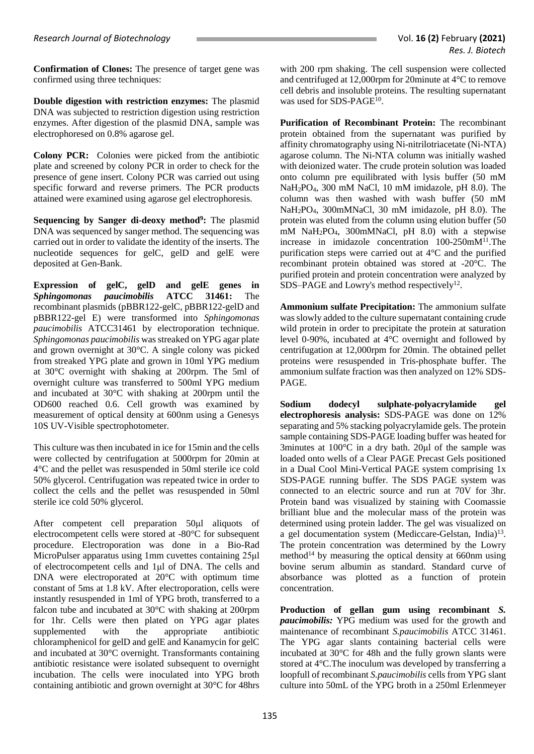**Confirmation of Clones:** The presence of target gene was confirmed using three techniques:

**Double digestion with restriction enzymes:** The plasmid DNA was subjected to restriction digestion using restriction enzymes. After digestion of the plasmid DNA, sample was electrophoresed on 0.8% agarose gel.

**Colony PCR:** Colonies were picked from the antibiotic plate and screened by colony PCR in order to check for the presence of gene insert. Colony PCR was carried out using specific forward and reverse primers. The PCR products attained were examined using agarose gel electrophoresis.

**Sequencing by Sanger di-deoxy method[9]:** The plasmid DNA was sequenced by sanger method. The sequencing was carried out in order to validate the identity of the inserts. The nucleotide sequences for gelC, gelD and gelE were deposited at Gen-Bank.

**Expression of gelC, gelD and gelE genes in *Sphingomonas paucimobilis* ATCC 31461:** The recombinant plasmids (pBBR122-gelC, pBBR122-gelD and pBBR122-gel E) were transformed into *Sphingomonas paucimobilis* ATCC31461 by electroporation technique. *Sphingomonas paucimobilis* was streaked on YPG agar plate and grown overnight at 30°C. A single colony was picked from streaked YPG plate and grown in 10ml YPG medium at 30°C overnight with shaking at 200rpm. The 5ml of overnight culture was transferred to 500ml YPG medium and incubated at 30°C with shaking at 200rpm until the OD600 reached 0.6. Cell growth was examined by measurement of optical density at 600nm using a Genesys 10S UV-Visible spectrophotometer.

This culture was then incubated in ice for 15min and the cells were collected by centrifugation at 5000rpm for 20min at 4°C and the pellet was resuspended in 50ml sterile ice cold 50% glycerol. Centrifugation was repeated twice in order to collect the cells and the pellet was resuspended in 50ml sterile ice cold 50% glycerol.

After competent cell preparation 50μl aliquots of electrocompetent cells were stored at -80°C for subsequent procedure. Electroporation was done in a Bio-Rad MicroPulser apparatus using 1mm cuvettes containing 25μl of electrocompetent cells and 1μl of DNA. The cells and DNA were electroporated at 20°C with optimum time constant of 5ms at 1.8 kV. After electroporation, cells were instantly resuspended in 1ml of YPG broth, transferred to a falcon tube and incubated at 30°C with shaking at 200rpm for 1hr. Cells were then plated on YPG agar plates supplemented with the appropriate antibiotic chloramphenicol for gelD and gelE and Kanamycin for gelC and incubated at 30°C overnight. Transformants containing antibiotic resistance were isolated subsequent to overnight incubation. The cells were inoculated into YPG broth containing antibiotic and grown overnight at 30°C for 48hrs with 200 rpm shaking. The cell suspension were collected and centrifuged at 12,000rpm for 20minute at 4°C to remove cell debris and insoluble proteins. The resulting supernatant was used for SDS-PAGE[10].

**Purification of Recombinant Protein:** The recombinant protein obtained from the supernatant was purified by affinity chromatography using Ni-nitrilotriacetate (Ni-NTA) agarose column. The Ni-NTA column was initially washed with deionized water. The crude protein solution was loaded onto column pre equilibrated with lysis buffer (50 mM $NaH_2PO_4$, 300 mM NaCl, 10 mM imidazole, pH 8.0). The column was then washed with wash buffer (50 mM $NaH_2PO_4$, 300mMNaCl, 30 mM imidazole, pH 8.0). The protein was eluted from the column using elution buffer (50 mM $NaH_2PO_4$, 300mMNaCl, pH 8.0) with a stepwise increase in imidazole concentration 100-250mM[11].The purification steps were carried out at 4°C and the purified recombinant protein obtained was stored at -20°C. The purified protein and protein concentration were analyzed by SDS–PAGE and Lowry's method respectively[12].

**Ammonium sulfate Precipitation:** The ammonium sulfate was slowly added to the culture supernatant containing crude wild protein in order to precipitate the protein at saturation level 0-90%, incubated at 4°C overnight and followed by centrifugation at 12,000rpm for 20min. The obtained pellet proteins were resuspended in Tris-phosphate buffer. The ammonium sulfate fraction was then analyzed on 12% SDS-PAGE.

**Sodium dodecyl sulphate-polyacrylamide gel electrophoresis analysis:** SDS-PAGE was done on 12% separating and 5% stacking polyacrylamide gels. The protein sample containing SDS-PAGE loading buffer was heated for 3minutes at 100°C in a dry bath. 20μl of the sample was loaded onto wells of a Clear PAGE Precast Gels positioned in a Dual Cool Mini-Vertical PAGE system comprising 1x SDS-PAGE running buffer. The SDS PAGE system was connected to an electric source and run at 70V for 3hr. Protein band was visualized by staining with Coomassie brilliant blue and the molecular mass of the protein was determined using protein ladder. The gel was visualized on a gel documentation system (Mediccare-Gelstan, India)[13]. The protein concentration was determined by the Lowry method[14] by measuring the optical density at 660nm using bovine serum albumin as standard. Standard curve of absorbance was plotted as a function of protein concentration.

**Production of gellan gum using recombinant *S. paucimobilis:*** YPG medium was used for the growth and maintenance of recombinant *S.paucimobilis* ATCC 31461. The YPG agar slants containing bacterial cells were incubated at 30°C for 48h and the fully grown slants were stored at 4°C.The inoculum was developed by transferring a loopfull of recombinant *S.paucimobilis* cells from YPG slant culture into 50mL of the YPG broth in a 250ml Erlenmeyer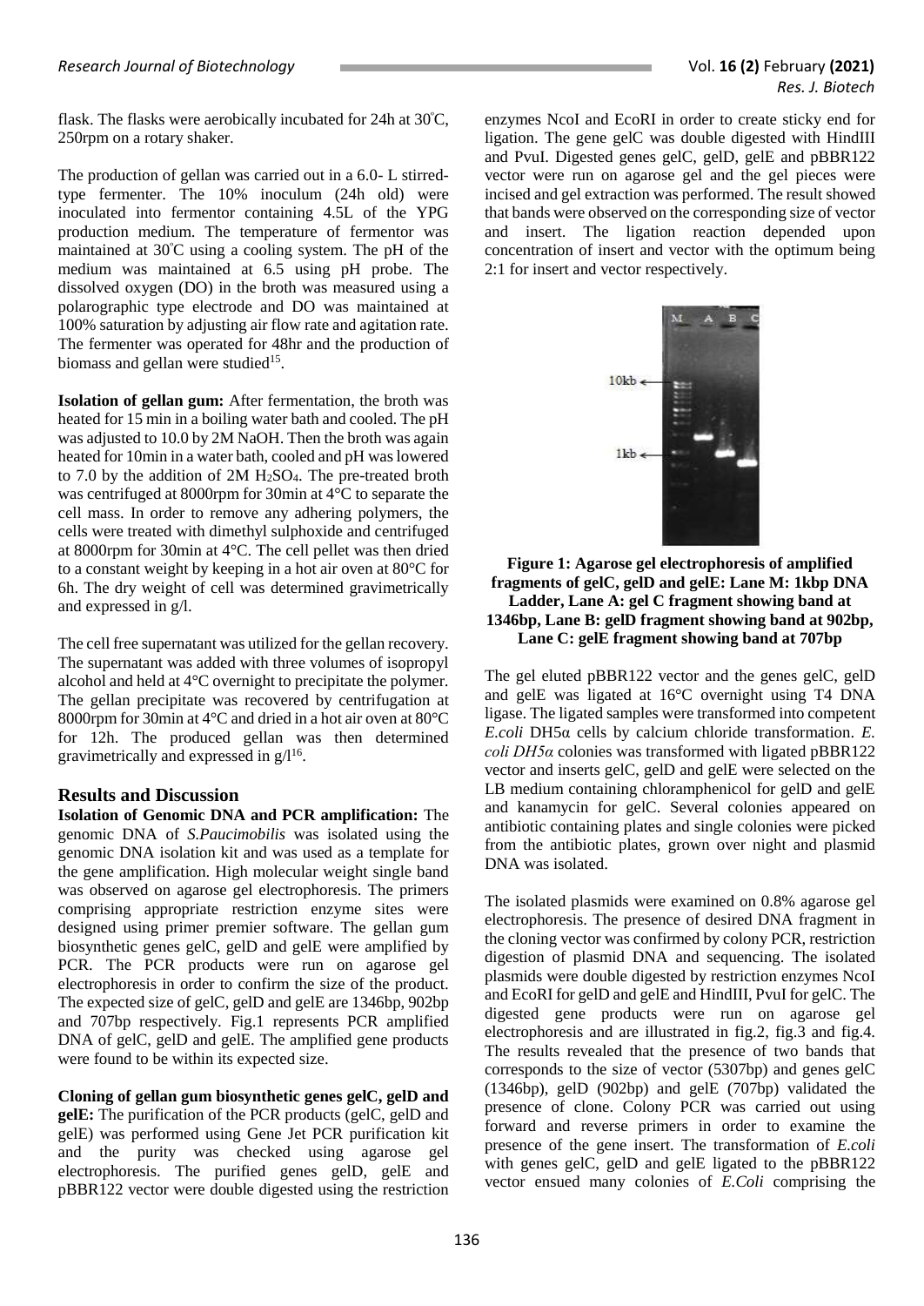flask. The flasks were aerobically incubated for 24h at 30°C, 250rpm on a rotary shaker.

The production of gellan was carried out in a 6.0- L stirred-type fermenter. The 10% inoculum (24h old) were inoculated into fermentor containing 4.5L of the YPG production medium. The temperature of fermentor was maintained at 30°C using a cooling system. The pH of the medium was maintained at 6.5 using pH probe. The dissolved oxygen (DO) in the broth was measured using a polarographic type electrode and DO was maintained at 100% saturation by adjusting air flow rate and agitation rate. The fermenter was operated for 48hr and the production of biomass and gellan were studied[15].

**Isolation of gellan gum:** After fermentation, the broth was heated for 15 min in a boiling water bath and cooled. The pH was adjusted to 10.0 by 2M NaOH. Then the broth was again heated for 10min in a water bath, cooled and pH was lowered to 7.0 by the addition of 2M $H_2SO_4$. The pre-treated broth was centrifuged at 8000rpm for 30min at 4°C to separate the cell mass. In order to remove any adhering polymers, the cells were treated with dimethyl sulphoxide and centrifuged at 8000rpm for 30min at 4°C. The cell pellet was then dried to a constant weight by keeping in a hot air oven at 80°C for 6h. The dry weight of cell was determined gravimetrically and expressed in g/l.

The cell free supernatant was utilized for the gellan recovery. The supernatant was added with three volumes of isopropyl alcohol and held at 4°C overnight to precipitate the polymer. The gellan precipitate was recovered by centrifugation at 8000rpm for 30min at 4°C and dried in a hot air oven at 80°C for 12h. The produced gellan was then determined gravimetrically and expressed in g/l[16].

## Results and Discussion

**Isolation of Genomic DNA and PCR amplification:** The genomic DNA of *S.Paucimobilis* was isolated using the genomic DNA isolation kit and was used as a template for the gene amplification. High molecular weight single band was observed on agarose gel electrophoresis. The primers comprising appropriate restriction enzyme sites were designed using primer premier software. The gellan gum biosynthetic genes gelC, gelD and gelE were amplified by PCR. The PCR products were run on agarose gel electrophoresis in order to confirm the size of the product. The expected size of gelC, gelD and gelE are 1346bp, 902bp and 707bp respectively. Fig.1 represents PCR amplified DNA of gelC, gelD and gelE. The amplified gene products were found to be within its expected size.

**Cloning of gellan gum biosynthetic genes gelC, gelD and gelE:** The purification of the PCR products (gelC, gelD and gelE) was performed using Gene Jet PCR purification kit and the purity was checked using agarose gel electrophoresis. The purified genes gelD, gelE and pBBR122 vector were double digested using the restriction enzymes NcoI and EcoRI in order to create sticky end for ligation. The gene gelC was double digested with HindIII and PvuI. Digested genes gelC, gelD, gelE and pBBR122 vector were run on agarose gel and the gel pieces were incised and gel extraction was performed. The result showed that bands were observed on the corresponding size of vector and insert. The ligation reaction depended upon concentration of insert and vector with the optimum being 2:1 for insert and vector respectively.

**Figure 1: Agarose gel electrophoresis of amplified fragments of gelC, gelD and gelE: Lane M: 1kbp DNA Ladder, Lane A: gel C fragment showing band at 1346bp, Lane B: gelD fragment showing band at 902bp, Lane C: gelE fragment showing band at 707bp**

The gel eluted pBBR122 vector and the genes gelC, gelD and gelE was ligated at 16°C overnight using T4 DNA ligase. The ligated samples were transformed into competent *E.coli* DH5α cells by calcium chloride transformation. *E. coli DH5α* colonies was transformed with ligated pBBR122 vector and inserts gelC, gelD and gelE were selected on the LB medium containing chloramphenicol for gelD and gelE and kanamycin for gelC. Several colonies appeared on antibiotic containing plates and single colonies were picked from the antibiotic plates, grown over night and plasmid DNA was isolated.

The isolated plasmids were examined on 0.8% agarose gel electrophoresis. The presence of desired DNA fragment in the cloning vector was confirmed by colony PCR, restriction digestion of plasmid DNA and sequencing. The isolated plasmids were double digested by restriction enzymes NcoI and EcoRI for gelD and gelE and HindIII, PvuI for gelC. The digested gene products were run on agarose gel electrophoresis and are illustrated in fig.2, fig.3 and fig.4. The results revealed that the presence of two bands that corresponds to the size of vector (5307bp) and genes gelC (1346bp), gelD (902bp) and gelE (707bp) validated the presence of clone. Colony PCR was carried out using forward and reverse primers in order to examine the presence of the gene insert. The transformation of *E.coli* with genes gelC, gelD and gelE ligated to the pBBR122 vector ensued many colonies of *E.Coli* comprising the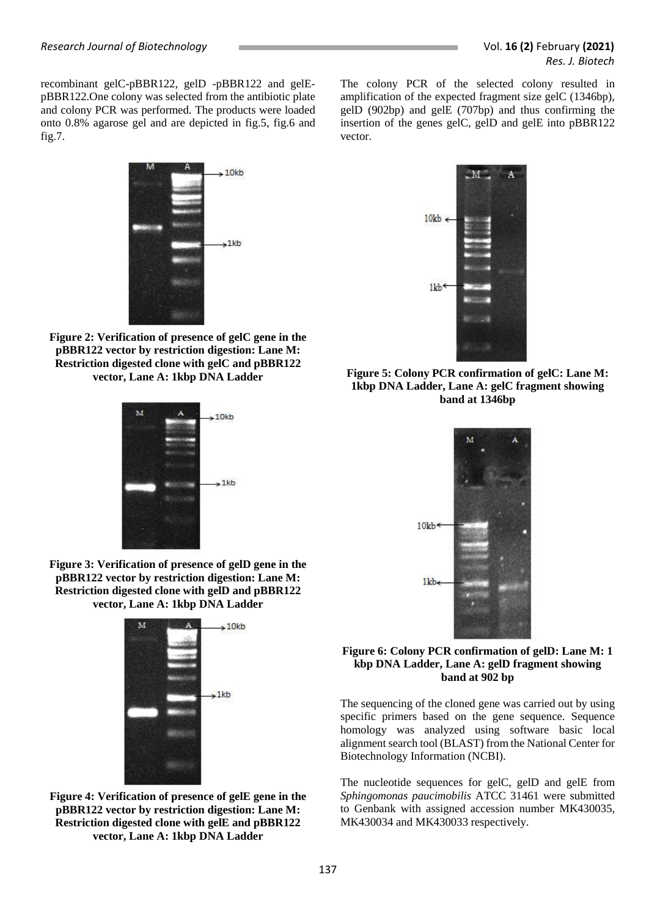recombinant gelC-pBBR122, gelD -pBBR122 and gelE-pBBR122.One colony was selected from the antibiotic plate and colony PCR was performed. The products were loaded onto 0.8% agarose gel and are depicted in fig.5, fig.6 and fig.7.

**Figure 2: Verification of presence of gelC gene in the pBBR122 vector by restriction digestion: Lane M: Restriction digested clone with gelC and pBBR122 vector, Lane A: 1kbp DNA Ladder**

**Figure 3: Verification of presence of gelD gene in the pBBR122 vector by restriction digestion: Lane M: Restriction digested clone with gelD and pBBR122 vector, Lane A: 1kbp DNA Ladder**

**Figure 4: Verification of presence of gelE gene in the pBBR122 vector by restriction digestion: Lane M: Restriction digested clone with gelE and pBBR122 vector, Lane A: 1kbp DNA Ladder**

The colony PCR of the selected colony resulted in amplification of the expected fragment size gelC (1346bp), gelD (902bp) and gelE (707bp) and thus confirming the insertion of the genes gelC, gelD and gelE into pBBR122 vector.

**Figure 5: Colony PCR confirmation of gelC: Lane M: 1kbp DNA Ladder, Lane A: gelC fragment showing band at 1346bp**

**Figure 6: Colony PCR confirmation of gelD: Lane M: 1 kbp DNA Ladder, Lane A: gelD fragment showing band at 902 bp**

The sequencing of the cloned gene was carried out by using specific primers based on the gene sequence. Sequence homology was analyzed using software basic local alignment search tool (BLAST) from the National Center for Biotechnology Information (NCBI).

The nucleotide sequences for gelC, gelD and gelE from *Sphingomonas paucimobilis* ATCC 31461 were submitted to Genbank with assigned accession number MK430035, MK430034 and MK430033 respectively.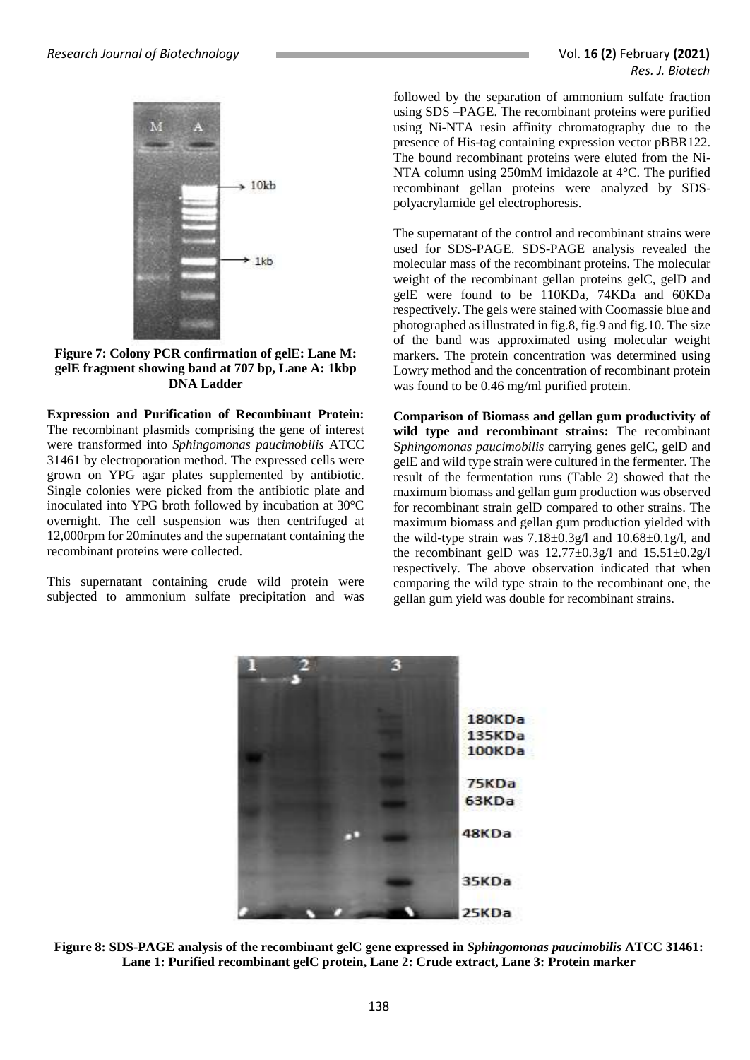**Figure 7: Colony PCR confirmation of gelE: Lane M: gelE fragment showing band at 707 bp, Lane A: 1kbp DNA Ladder**

**Expression and Purification of Recombinant Protein:** The recombinant plasmids comprising the gene of interest were transformed into *Sphingomonas paucimobilis* ATCC 31461 by electroporation method. The expressed cells were grown on YPG agar plates supplemented by antibiotic. Single colonies were picked from the antibiotic plate and inoculated into YPG broth followed by incubation at 30°C overnight. The cell suspension was then centrifuged at 12,000rpm for 20minutes and the supernatant containing the recombinant proteins were collected.

This supernatant containing crude wild protein were subjected to ammonium sulfate precipitation and was followed by the separation of ammonium sulfate fraction using SDS –PAGE. The recombinant proteins were purified using Ni-NTA resin affinity chromatography due to the presence of His-tag containing expression vector pBBR122. The bound recombinant proteins were eluted from the Ni-NTA column using 250mM imidazole at 4°C. The purified recombinant gellan proteins were analyzed by SDS-polyacrylamide gel electrophoresis.

The supernatant of the control and recombinant strains were used for SDS-PAGE. SDS-PAGE analysis revealed the molecular mass of the recombinant proteins. The molecular weight of the recombinant gellan proteins gelC, gelD and gelE were found to be 110KDa, 74KDa and 60KDa respectively. The gels were stained with Coomassie blue and photographed as illustrated in fig.8, fig.9 and fig.10. The size of the band was approximated using molecular weight markers. The protein concentration was determined using Lowry method and the concentration of recombinant protein was found to be 0.46 mg/ml purified protein.

**Comparison of Biomass and gellan gum productivity of wild type and recombinant strains:** The recombinant S*phingomonas paucimobilis* carrying genes gelC, gelD and gelE and wild type strain were cultured in the fermenter. The result of the fermentation runs (Table 2) showed that the maximum biomass and gellan gum production was observed for recombinant strain gelD compared to other strains. The maximum biomass and gellan gum production yielded with the wild-type strain was 7.18±0.3g/l and 10.68±0.1g/l, and the recombinant gelD was 12.77±0.3g/l and 15.51±0.2g/l respectively. The above observation indicated that when comparing the wild type strain to the recombinant one, the gellan gum yield was double for recombinant strains.

**Figure 8: SDS-PAGE analysis of the recombinant gelC gene expressed in *Sphingomonas paucimobilis* ATCC 31461: Lane 1: Purified recombinant gelC protein, Lane 2: Crude extract, Lane 3: Protein marker**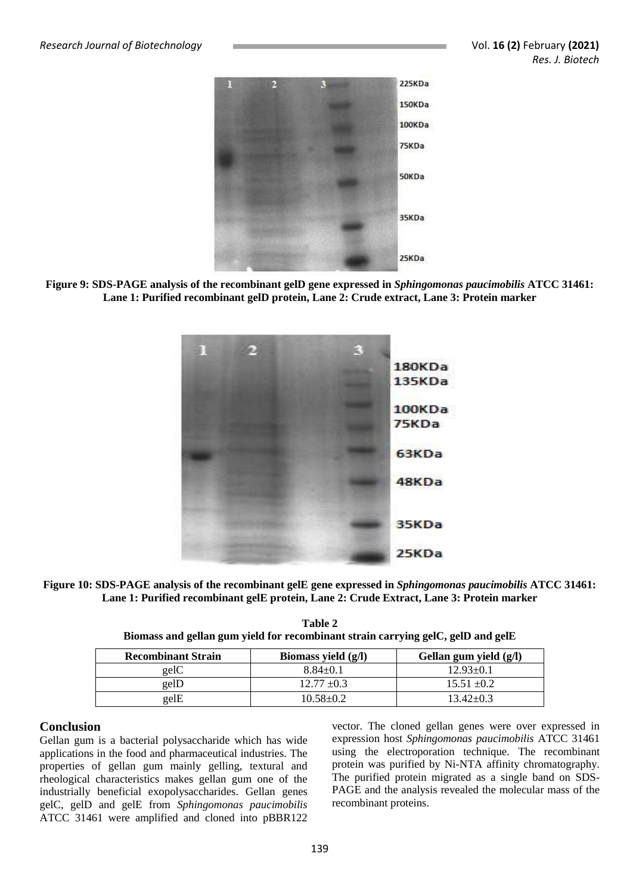Figure 9: SDS-PAGE analysis of the recombinant gelD gene expressed in *Sphingomonas paucimobilis* ATCC 31461: Lane 1: Purified recombinant gelD protein, Lane 2: Crude extract, Lane 3: Protein marker

Figure 10: SDS-PAGE analysis of the recombinant gelE gene expressed in *Sphingomonas paucimobilis* ATCC 31461: Lane 1: Purified recombinant gelE protein, Lane 2: Crude Extract, Lane 3: Protein marker

**Table 2**
**Biomass and gellan gum yield for recombinant strain carrying gelC, gelD and gelE**

| Recombinant Strain | Biomass yield (g/l) | Gellan gum yield (g/l) |
|---|---|---|
| gelC | 8.84±0.1 | 12.93±0.1 |
| gelD | 12.77 ±0.3 | 15.51 ±0.2 |
| gelE | 10.58±0.2 | 13.42±0.3 |

## Conclusion

Gellan gum is a bacterial polysaccharide which has wide applications in the food and pharmaceutical industries. The properties of gellan gum mainly gelling, textural and rheological characteristics makes gellan gum one of the industrially beneficial exopolysaccharides. Gellan genes gelC, gelD and gelE from *Sphingomonas paucimobilis* ATCC 31461 were amplified and cloned into pBBR122 vector. The cloned gellan genes were over expressed in expression host *Sphingomonas paucimobilis* ATCC 31461 using the electroporation technique. The recombinant protein was purified by Ni-NTA affinity chromatography. The purified protein migrated as a single band on SDS-PAGE and the analysis revealed the molecular mass of the recombinant proteins.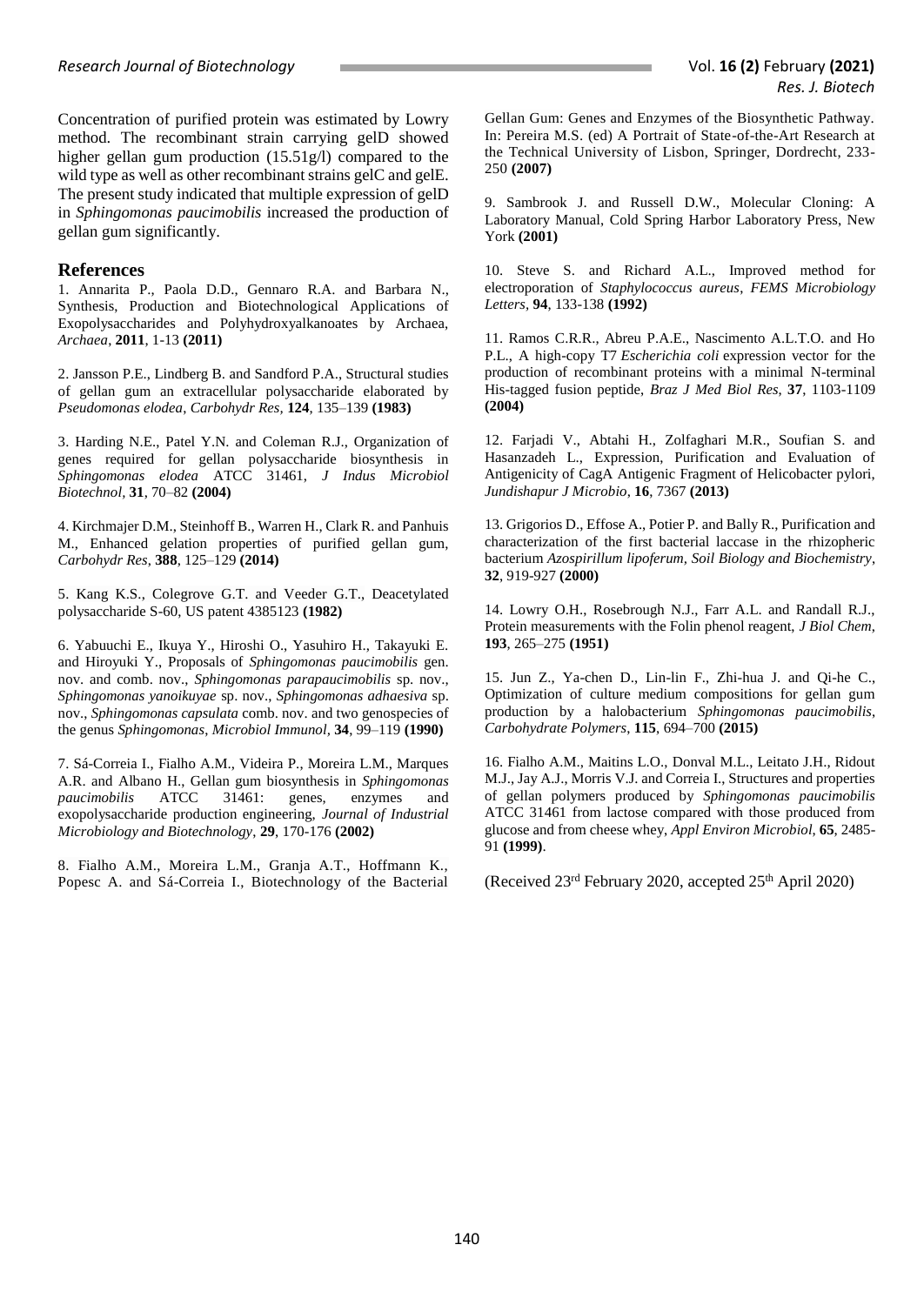Concentration of purified protein was estimated by Lowry method. The recombinant strain carrying gelD showed higher gellan gum production (15.51g/l) compared to the wild type as well as other recombinant strains gelC and gelE. The present study indicated that multiple expression of gelD in *Sphingomonas paucimobilis* increased the production of gellan gum significantly.

## References

1. Annarita P., Paola D.D., Gennaro R.A. and Barbara N., Synthesis, Production and Biotechnological Applications of Exopolysaccharides and Polyhydroxyalkanoates by Archaea, *Archaea*, **2011**, 1-13 **(2011)**

2. Jansson P.E., Lindberg B. and Sandford P.A., Structural studies of gellan gum an extracellular polysaccharide elaborated by *Pseudomonas elodea*, *Carbohydr Res*, **124**, 135–139 **(1983)**

3. Harding N.E., Patel Y.N. and Coleman R.J., Organization of genes required for gellan polysaccharide biosynthesis in *Sphingomonas elodea* ATCC 31461, *J Indus Microbiol Biotechnol*, **31**, 70–82 **(2004)**

4. Kirchmajer D.M., Steinhoff B., Warren H., Clark R. and Panhuis M., Enhanced gelation properties of purified gellan gum, *Carbohydr Res*, **388**, 125–129 **(2014)**

5. Kang K.S., Colegrove G.T. and Veeder G.T., Deacetylated polysaccharide S-60, US patent 4385123 **(1982)**

6. Yabuuchi E., Ikuya Y., Hiroshi O., Yasuhiro H., Takayuki E. and Hiroyuki Y., Proposals of *Sphingomonas paucimobilis* gen. nov. and comb. nov., *Sphingomonas parapaucimobilis* sp. nov., *Sphingomonas yanoikuyae* sp. nov., *Sphingomonas adhaesiva* sp. nov., *Sphingomonas capsulata* comb. nov. and two genospecies of the genus *Sphingomonas*, *Microbiol Immunol*, **34**, 99–119 **(1990)**

7. Sá-Correia I., Fialho A.M., Videira P., Moreira L.M., Marques A.R. and Albano H., Gellan gum biosynthesis in *Sphingomonas paucimobilis* ATCC 31461: genes, enzymes and exopolysaccharide production engineering, *Journal of Industrial Microbiology and Biotechnology*, **29**, 170-176 **(2002)**

8. Fialho A.M., Moreira L.M., Granja A.T., Hoffmann K., Popesc A. and Sá-Correia I., Biotechnology of the Bacterial Gellan Gum: Genes and Enzymes of the Biosynthetic Pathway. In: Pereira M.S. (ed) A Portrait of State-of-the-Art Research at the Technical University of Lisbon, Springer, Dordrecht, 233-250 **(2007)**

9. Sambrook J. and Russell D.W., Molecular Cloning: A Laboratory Manual, Cold Spring Harbor Laboratory Press, New York **(2001)**

10. Steve S. and Richard A.L., Improved method for electroporation of *Staphylococcus aureus*, *FEMS Microbiology Letters*, **94**, 133-138 **(1992)**

11. Ramos C.R.R., Abreu P.A.E., Nascimento A.L.T.O. and Ho P.L., A high-copy T7 *Escherichia coli* expression vector for the production of recombinant proteins with a minimal N-terminal His-tagged fusion peptide, *Braz J Med Biol Res*, **37**, 1103-1109 **(2004)**

12. Farjadi V., Abtahi H., Zolfaghari M.R., Soufian S. and Hasanzadeh L., Expression, Purification and Evaluation of Antigenicity of CagA Antigenic Fragment of Helicobacter pylori, *Jundishapur J Microbio*, **16**, 7367 **(2013)**

13. Grigorios D., Effose A., Potier P. and Bally R., Purification and characterization of the first bacterial laccase in the rhizopheric bacterium *Azospirillum lipoferum*, *Soil Biology and Biochemistry*, **32**, 919-927 **(2000)**

14. Lowry O.H., Rosebrough N.J., Farr A.L. and Randall R.J., Protein measurements with the Folin phenol reagent, *J Biol Chem*, **193**, 265–275 **(1951)**

15. Jun Z., Ya-chen D., Lin-lin F., Zhi-hua J. and Qi-he C., Optimization of culture medium compositions for gellan gum production by a halobacterium *Sphingomonas paucimobilis*, *Carbohydrate Polymers*, **115**, 694–700 **(2015)**

16. Fialho A.M., Maitins L.O., Donval M.L., Leitato J.H., Ridout M.J., Jay A.J., Morris V.J. and Correia I., Structures and properties of gellan polymers produced by *Sphingomonas paucimobilis* ATCC 31461 from lactose compared with those produced from glucose and from cheese whey, *Appl Environ Microbiol*, **65**, 2485-91 **(1999)**.

(Received 23rd February 2020, accepted 25th April 2020)